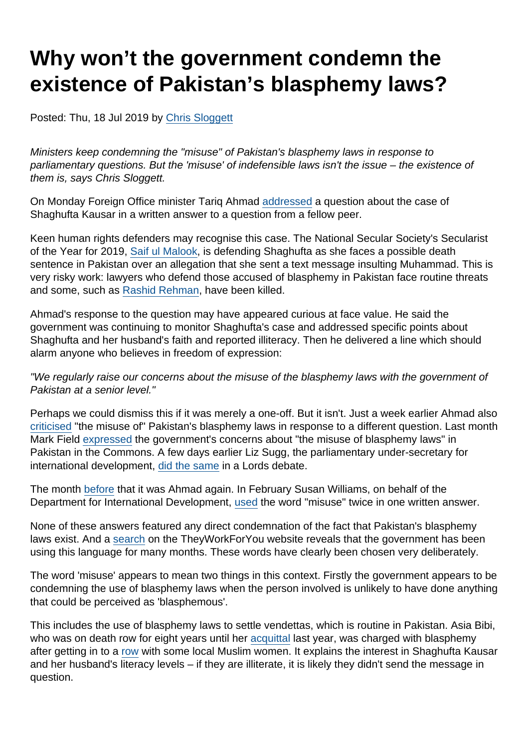# Why won't the government condemn the existence of Pakistan's blasphemy laws?

Posted: Thu, 18 Jul 2019 by Chris Sloggett

*Ministers keep condemning the "misuse" of Pakistan's blasphemy laws in response to parliamentary questions. But the 'misuse' of indefensible laws isn't the issue – the existence of them is, says Chris Sloggett.*

On Monday Foreign Office minister Tariq Ahmad addressed a question about the case of Shaghufta Kausar in a written answer to a question from a fellow peer.

Keen human rights defenders may recognise this case. The National Secular Society's Secularist of the Year for 2019, Saif ul Malook, is defending Shaghufta as she faces a possible death sentence in Pakistan over an allegation that she sent a text message insulting Muhammad. This is very risky work: lawyers who defend those accused of blasphemy in Pakistan face routine threats and some, such as Rashid Rehman, have been killed.

Ahmad's response to the question may have appeared curious at face value. He said the government was continuing to monitor Shaghufta's case and addressed specific points about Shaghufta and her husband's faith and reported illiteracy. Then he delivered a line which should alarm anyone who believes in freedom of expression:

*"We regularly raise our concerns about the misuse of the blasphemy laws with the government of Pakistan at a senior level."*

Perhaps we could dismiss this if it was merely a one-off. But it isn't. Just a week earlier Ahmad also criticised "the misuse of" Pakistan's blasphemy laws in response to a different question. Last month Mark Field expressed the government's concerns about "the misuse of blasphemy laws" in Pakistan in the Commons. A few days earlier Liz Sugg, the parliamentary under-secretary for international development, did the same in a Lords debate.

The month before that it was Ahmad again. In February Susan Williams, on behalf of the Department for International Development, used the word "misuse" twice in one written answer.

None of these answers featured any direct condemnation of the fact that Pakistan's blasphemy laws exist. And a search on the TheyWorkForYou website reveals that the government has been using this language for many months. These words have clearly been chosen very deliberately.

The word 'misuse' appears to mean two things in this context. Firstly the government appears to be condemning the use of blasphemy laws when the person involved is unlikely to have done anything that could be perceived as 'blasphemous'.

This includes the use of blasphemy laws to settle vendettas, which is routine in Pakistan. Asia Bibi, who was on death row for eight years until her acquittal last year, was charged with blasphemy after getting in to a row with some local Muslim women. It explains the interest in Shaghufta Kausar and her husband's literacy levels – if they are illiterate, it is likely they didn't send the message in question.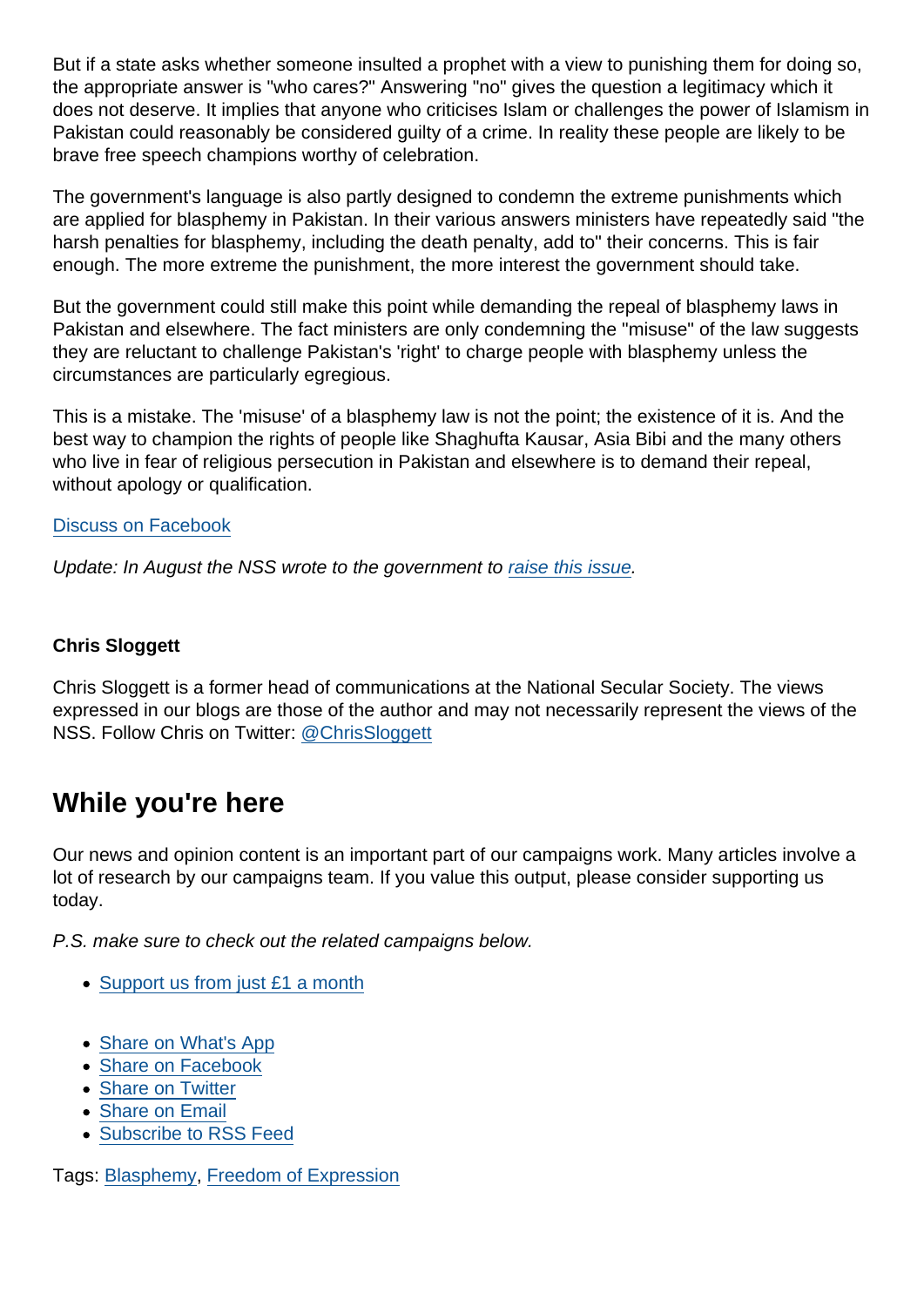But if a state asks whether someone insulted a prophet with a view to punishing them for doing so, the appropriate answer is "who cares?" Answering "no" gives the question a legitimacy which it does not deserve. It implies that anyone who criticises Islam or challenges the power of Islamism in Pakistan could reasonably be considered guilty of a crime. In reality these people are likely to be brave free speech champions worthy of celebration.

The government's language is also partly designed to condemn the extreme punishments which are applied for blasphemy in Pakistan. In their various answers ministers have repeatedly said "the harsh penalties for blasphemy, including the death penalty, add to" their concerns. This is fair enough. The more extreme the punishment, the more interest the government should take.

But the government could still make this point while demanding the repeal of blasphemy laws in Pakistan and elsewhere. The fact ministers are only condemning the "misuse" of the law suggests they are reluctant to challenge Pakistan's 'right' to charge people with blasphemy unless the circumstances are particularly egregious.

This is a mistake. The 'misuse' of a blasphemy law is not the point; the existence of it is. And the best way to champion the rights of people like Shaghufta Kausar, Asia Bibi and the many others who live in fear of religious persecution in Pakistan and elsewhere is to demand their repeal, without apology or qualification.

Discuss on Facebook

*Update: In August the NSS wrote to the government to raise this issue.*

**Chris Sloggett**

Chris Sloggett is a former head of communications at the National Secular Society. The views expressed in our blogs are those of the author and may not necessarily represent the views of the NSS. Follow Chris on Twitter: @ChrisSloggett

## While you're here

Our news and opinion content is an important part of our campaigns work. Many articles involve a lot of research by our campaigns team. If you value this output, please consider supporting us today.

*P.S. make sure to check out the related campaigns below.*

- Support us from just £1 a month

- Share on What's App
- Share on Facebook
- Share on Twitter
- Share on Email
- Subscribe to RSS Feed

Tags: Blasphemy, Freedom of Expression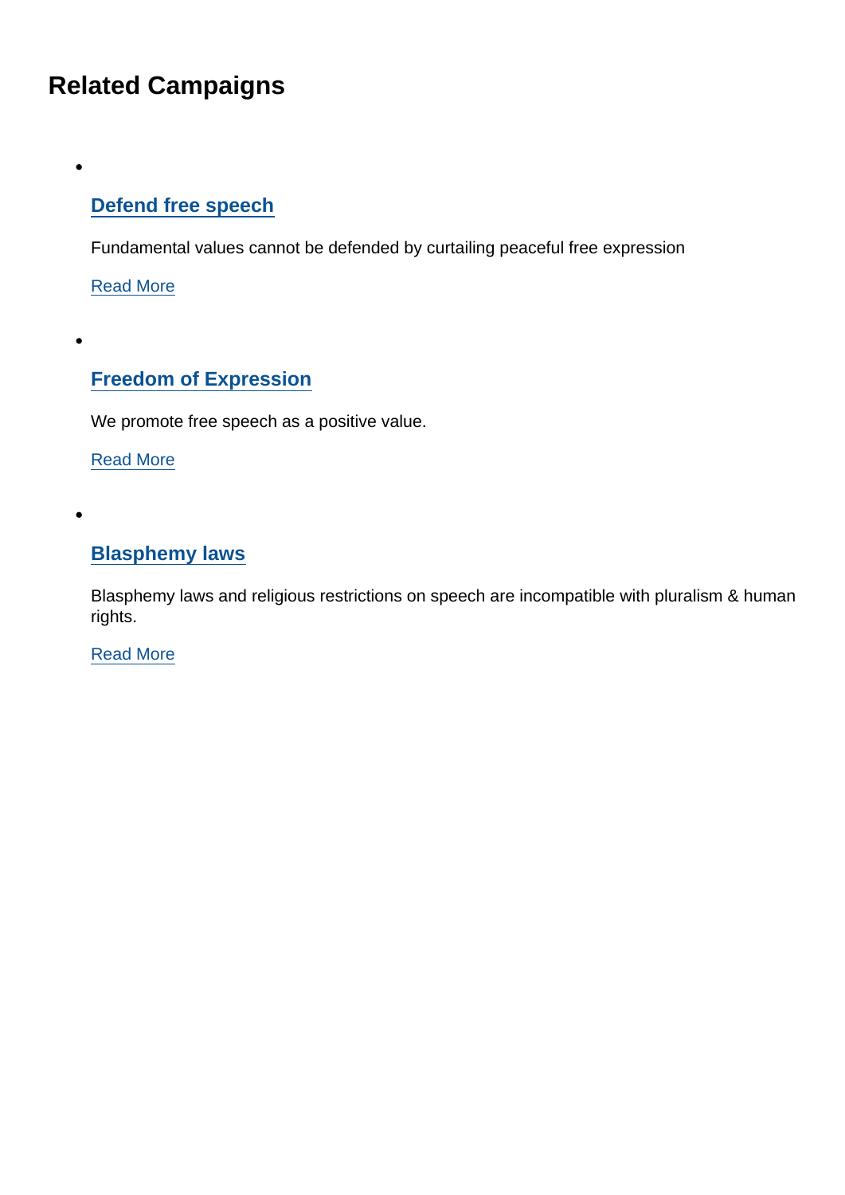## Related Campaigns

- ### Defend free speech

  Fundamental values cannot be defended by curtailing peaceful free expression

  Read More

- ### Freedom of Expression

  We promote free speech as a positive value.

  Read More

- ### Blasphemy laws

  Blasphemy laws and religious restrictions on speech are incompatible with pluralism & human rights.

  Read More